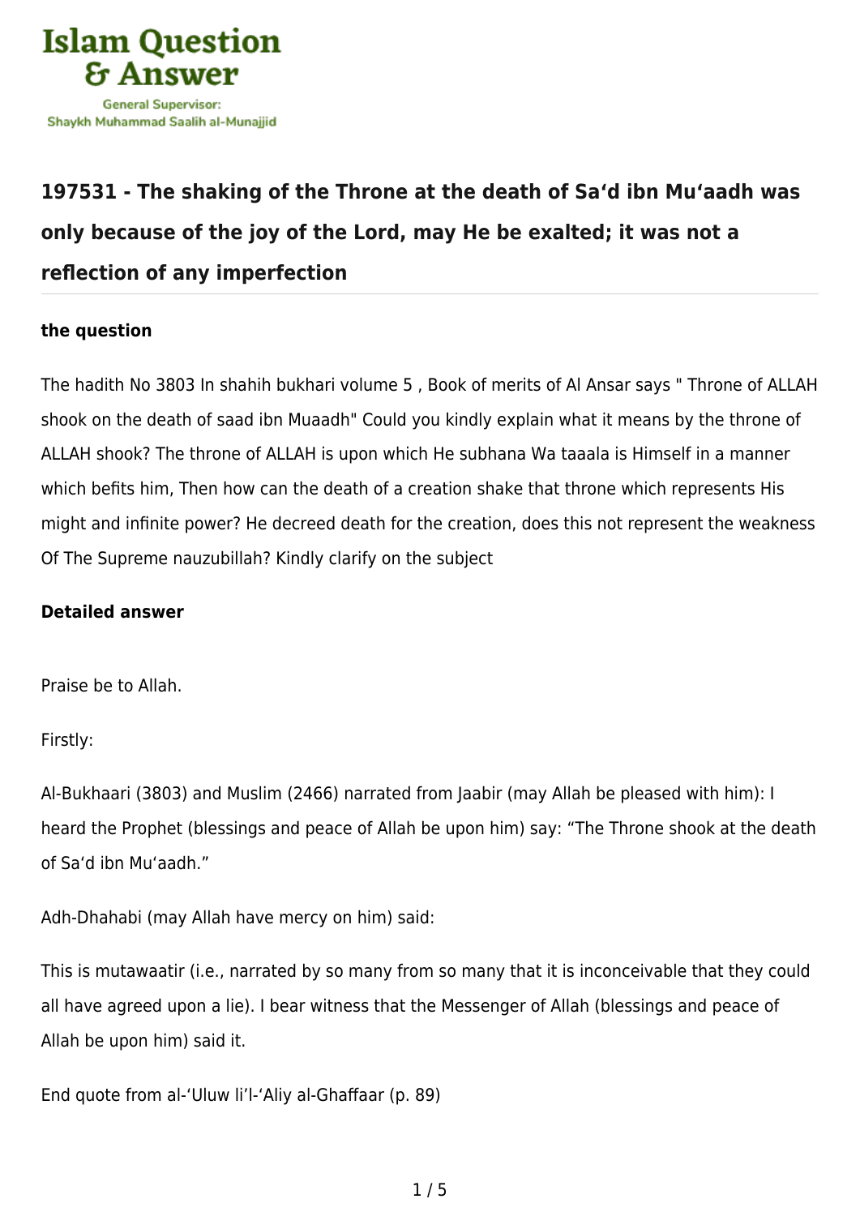**Islam Question & Answer**

General Supervisor: Shaykh Muhammad Saalih al-Munajjid

# 197531 - The shaking of the Throne at the death of Sa‘d ibn Mu‘aadh was only because of the joy of the Lord, may He be exalted; it was not a reflection of any imperfection

### the question

The hadith No 3803 In shahih bukhari volume 5 , Book of merits of Al Ansar says " Throne of ALLAH shook on the death of saad ibn Muaadh" Could you kindly explain what it means by the throne of ALLAH shook? The throne of ALLAH is upon which He subhana Wa taaala is Himself in a manner which befits him, Then how can the death of a creation shake that throne which represents His might and infinite power? He decreed death for the creation, does this not represent the weakness Of The Supreme nauzubillah? Kindly clarify on the subject

### Detailed answer

Praise be to Allah.

Firstly:

Al-Bukhaari (3803) and Muslim (2466) narrated from Jaabir (may Allah be pleased with him): I heard the Prophet (blessings and peace of Allah be upon him) say: “The Throne shook at the death of Sa‘d ibn Mu‘aadh.”

Adh-Dhahabi (may Allah have mercy on him) said:

This is mutawaatir (i.e., narrated by so many from so many that it is inconceivable that they could all have agreed upon a lie). I bear witness that the Messenger of Allah (blessings and peace of Allah be upon him) said it.

End quote from al-‘Uluw li’l-‘Aliy al-Ghaffaar (p. 89)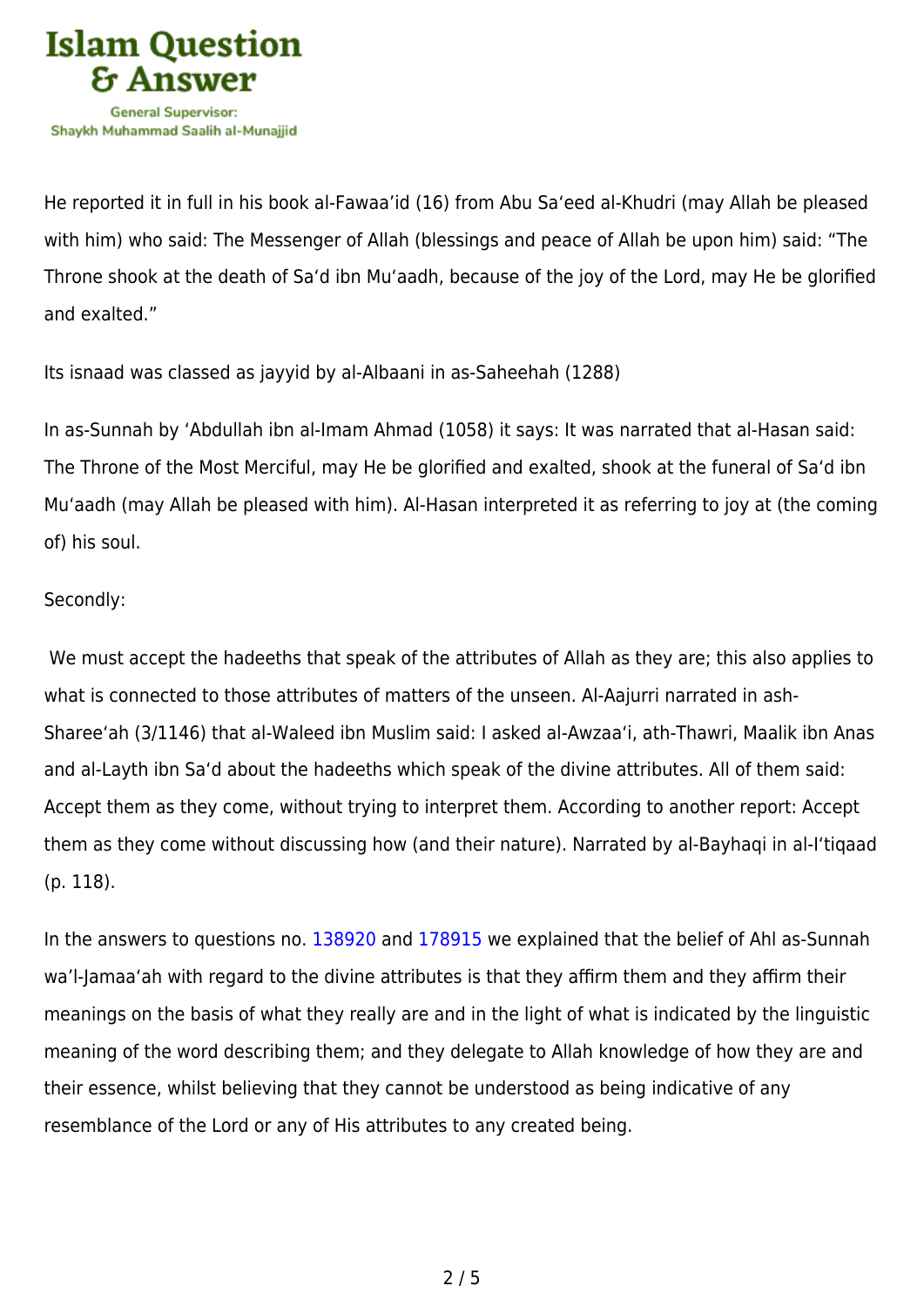He reported it in full in his book al-Fawaa'id (16) from Abu Sa'eed al-Khudri (may Allah be pleased with him) who said: The Messenger of Allah (blessings and peace of Allah be upon him) said: "The Throne shook at the death of Sa'd ibn Mu'aadh, because of the joy of the Lord, may He be glorified and exalted."

Its isnaad was classed as jayyid by al-Albaani in as-Saheehah (1288)

In as-Sunnah by 'Abdullah ibn al-Imam Ahmad (1058) it says: It was narrated that al-Hasan said: The Throne of the Most Merciful, may He be glorified and exalted, shook at the funeral of Sa'd ibn Mu'aadh (may Allah be pleased with him). Al-Hasan interpreted it as referring to joy at (the coming of) his soul.

Secondly:

We must accept the hadeeths that speak of the attributes of Allah as they are; this also applies to what is connected to those attributes of matters of the unseen. Al-Aajurri narrated in ash-Sharee'ah (3/1146) that al-Waleed ibn Muslim said: I asked al-Awzaa'i, ath-Thawri, Maalik ibn Anas and al-Layth ibn Sa'd about the hadeeths which speak of the divine attributes. All of them said: Accept them as they come, without trying to interpret them. According to another report: Accept them as they come without discussing how (and their nature). Narrated by al-Bayhaqi in al-I'tiqaad (p. 118).

In the answers to questions no. 138920 and 178915 we explained that the belief of Ahl as-Sunnah wa'l-Jamaa'ah with regard to the divine attributes is that they affirm them and they affirm their meanings on the basis of what they really are and in the light of what is indicated by the linguistic meaning of the word describing them; and they delegate to Allah knowledge of how they are and their essence, whilst believing that they cannot be understood as being indicative of any resemblance of the Lord or any of His attributes to any created being.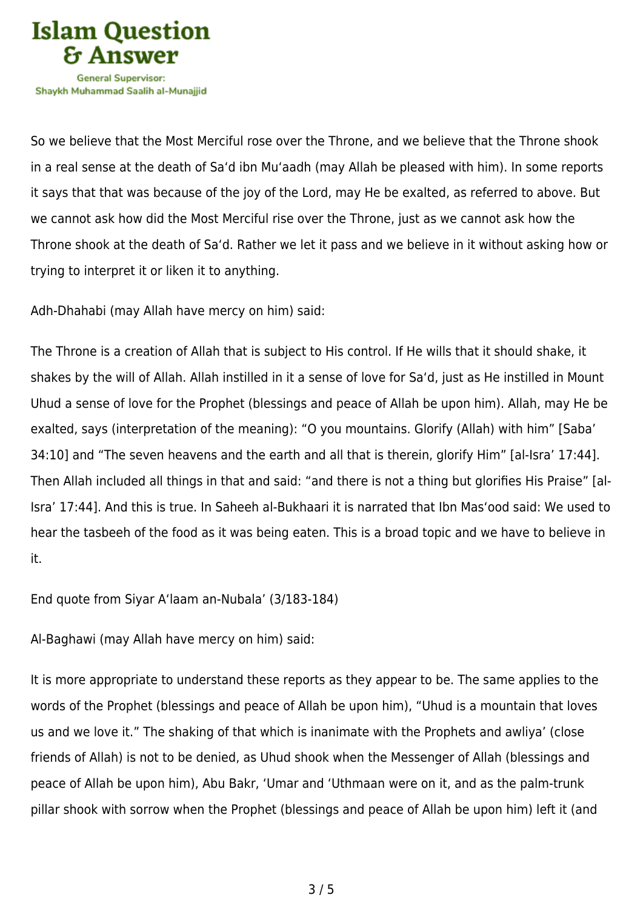So we believe that the Most Merciful rose over the Throne, and we believe that the Throne shook in a real sense at the death of Sa‘d ibn Mu‘aadh (may Allah be pleased with him). In some reports it says that that was because of the joy of the Lord, may He be exalted, as referred to above. But we cannot ask how did the Most Merciful rise over the Throne, just as we cannot ask how the Throne shook at the death of Sa‘d. Rather we let it pass and we believe in it without asking how or trying to interpret it or liken it to anything.

Adh-Dhahabi (may Allah have mercy on him) said:

The Throne is a creation of Allah that is subject to His control. If He wills that it should shake, it shakes by the will of Allah. Allah instilled in it a sense of love for Sa‘d, just as He instilled in Mount Uhud a sense of love for the Prophet (blessings and peace of Allah be upon him). Allah, may He be exalted, says (interpretation of the meaning): “O you mountains. Glorify (Allah) with him” [Saba’ 34:10] and “The seven heavens and the earth and all that is therein, glorify Him” [al-Isra’ 17:44]. Then Allah included all things in that and said: “and there is not a thing but glorifies His Praise” [al-Isra’ 17:44]. And this is true. In Saheeh al-Bukhaari it is narrated that Ibn Mas‘ood said: We used to hear the tasbeeh of the food as it was being eaten. This is a broad topic and we have to believe in it.

End quote from Siyar A‘laam an-Nubala’ (3/183-184)

Al-Baghawi (may Allah have mercy on him) said:

It is more appropriate to understand these reports as they appear to be. The same applies to the words of the Prophet (blessings and peace of Allah be upon him), “Uhud is a mountain that loves us and we love it.” The shaking of that which is inanimate with the Prophets and awliya’ (close friends of Allah) is not to be denied, as Uhud shook when the Messenger of Allah (blessings and peace of Allah be upon him), Abu Bakr, ‘Umar and ‘Uthmaan were on it, and as the palm-trunk pillar shook with sorrow when the Prophet (blessings and peace of Allah be upon him) left it (and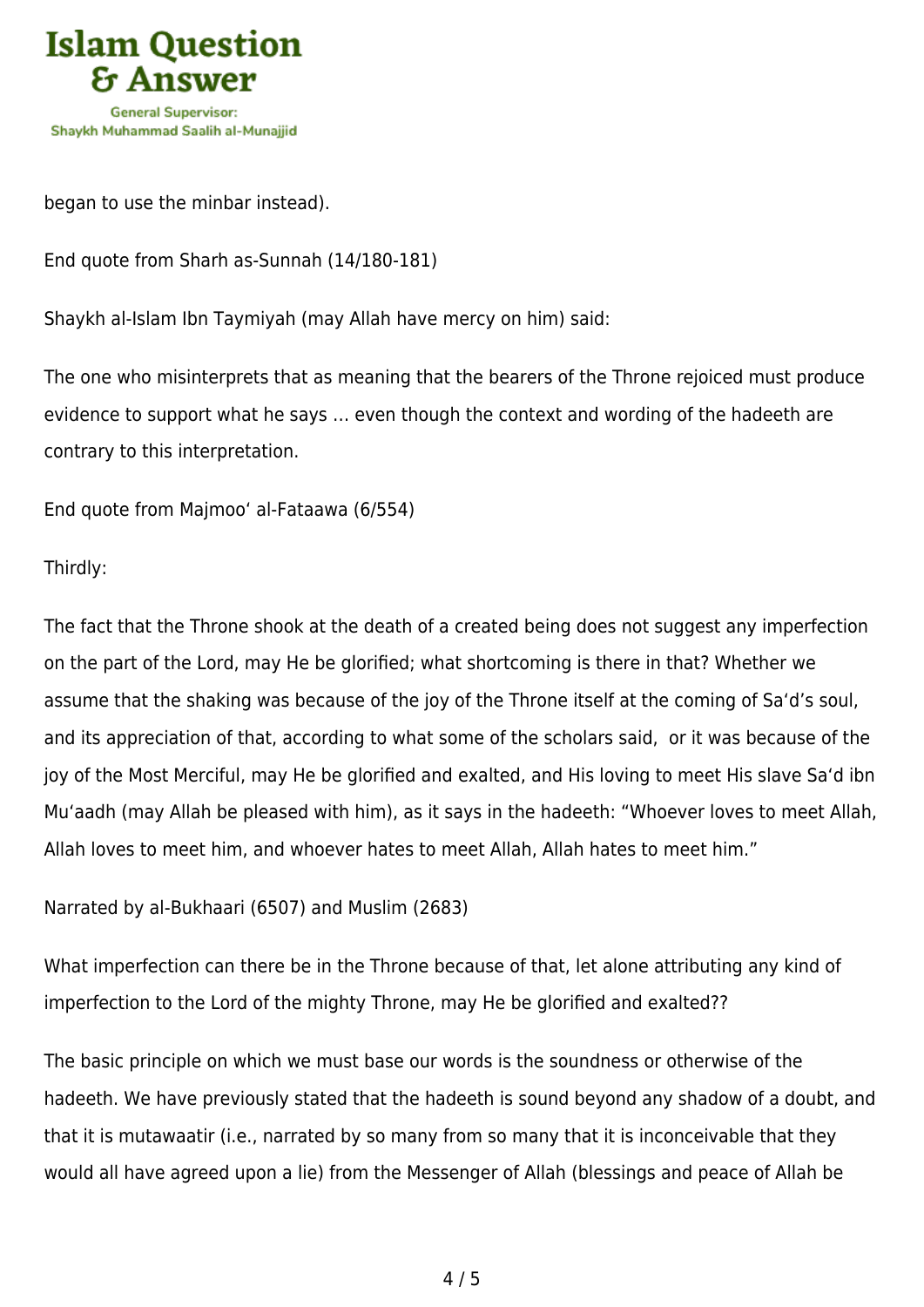began to use the minbar instead).

End quote from Sharh as-Sunnah (14/180-181)

Shaykh al-Islam Ibn Taymiyah (may Allah have mercy on him) said:

The one who misinterprets that as meaning that the bearers of the Throne rejoiced must produce evidence to support what he says … even though the context and wording of the hadeeth are contrary to this interpretation.

End quote from Majmoo‘ al-Fataawa (6/554)

Thirdly:

The fact that the Throne shook at the death of a created being does not suggest any imperfection on the part of the Lord, may He be glorified; what shortcoming is there in that? Whether we assume that the shaking was because of the joy of the Throne itself at the coming of Sa‘d’s soul, and its appreciation of that, according to what some of the scholars said, or it was because of the joy of the Most Merciful, may He be glorified and exalted, and His loving to meet His slave Sa‘d ibn Mu‘aadh (may Allah be pleased with him), as it says in the hadeeth: “Whoever loves to meet Allah, Allah loves to meet him, and whoever hates to meet Allah, Allah hates to meet him.”

Narrated by al-Bukhaari (6507) and Muslim (2683)

What imperfection can there be in the Throne because of that, let alone attributing any kind of imperfection to the Lord of the mighty Throne, may He be glorified and exalted??

The basic principle on which we must base our words is the soundness or otherwise of the hadeeth. We have previously stated that the hadeeth is sound beyond any shadow of a doubt, and that it is mutawaatir (i.e., narrated by so many from so many that it is inconceivable that they would all have agreed upon a lie) from the Messenger of Allah (blessings and peace of Allah be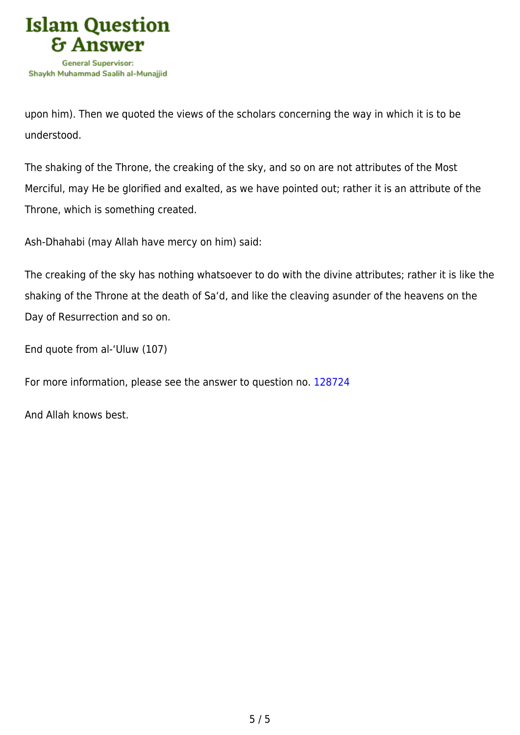upon him). Then we quoted the views of the scholars concerning the way in which it is to be understood.

The shaking of the Throne, the creaking of the sky, and so on are not attributes of the Most Merciful, may He be glorified and exalted, as we have pointed out; rather it is an attribute of the Throne, which is something created.

Ash-Dhahabi (may Allah have mercy on him) said:

The creaking of the sky has nothing whatsoever to do with the divine attributes; rather it is like the shaking of the Throne at the death of Sa‘d, and like the cleaving asunder of the heavens on the Day of Resurrection and so on.

End quote from al-‘Uluw (107)

For more information, please see the answer to question no. 128724

And Allah knows best.